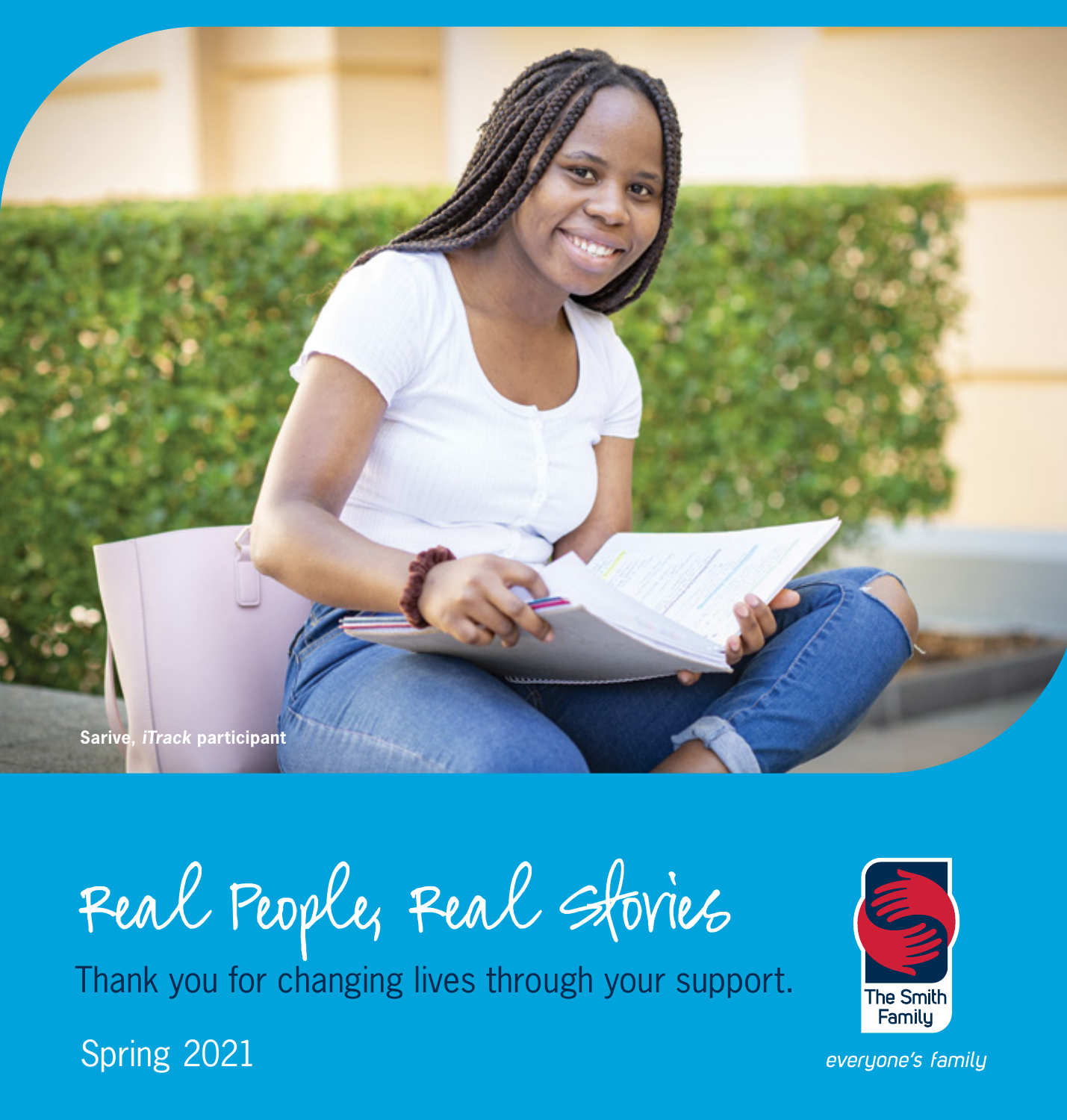Sarive, *iTrack* participant

# Real People, Real Stories

Thank you for changing lives through your support.

Spring 2021

The Smith Family

*everyone's family*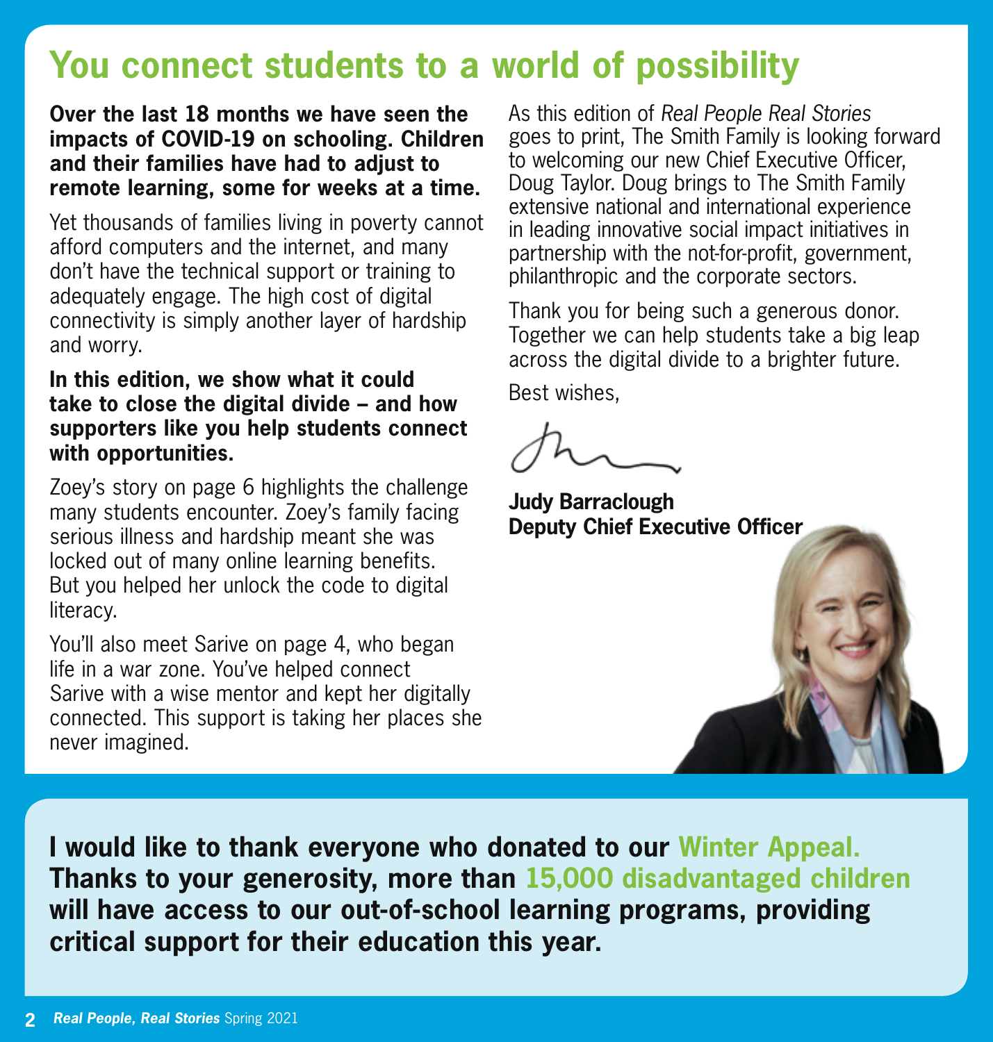# You connect students to a world of possibility

**Over the last 18 months we have seen the impacts of COVID-19 on schooling. Children and their families have had to adjust to remote learning, some for weeks at a time.**

Yet thousands of families living in poverty cannot afford computers and the internet, and many don't have the technical support or training to adequately engage. The high cost of digital connectivity is simply another layer of hardship and worry.

**In this edition, we show what it could take to close the digital divide – and how supporters like you help students connect with opportunities.**

Zoey's story on page 6 highlights the challenge many students encounter. Zoey's family facing serious illness and hardship meant she was locked out of many online learning benefits. But you helped her unlock the code to digital literacy.

You'll also meet Sarive on page 4, who began life in a war zone. You've helped connect Sarive with a wise mentor and kept her digitally connected. This support is taking her places she never imagined.

As this edition of *Real People Real Stories* goes to print, The Smith Family is looking forward to welcoming our new Chief Executive Officer, Doug Taylor. Doug brings to The Smith Family extensive national and international experience in leading innovative social impact initiatives in partnership with the not-for-profit, government, philanthropic and the corporate sectors.

Thank you for being such a generous donor. Together we can help students take a big leap across the digital divide to a brighter future.

Best wishes,

**Judy Barraclough**
**Deputy Chief Executive Officer**

**I would like to thank everyone who donated to our Winter Appeal. Thanks to your generosity, more than 15,000 disadvantaged children will have access to our out-of-school learning programs, providing critical support for their education this year.**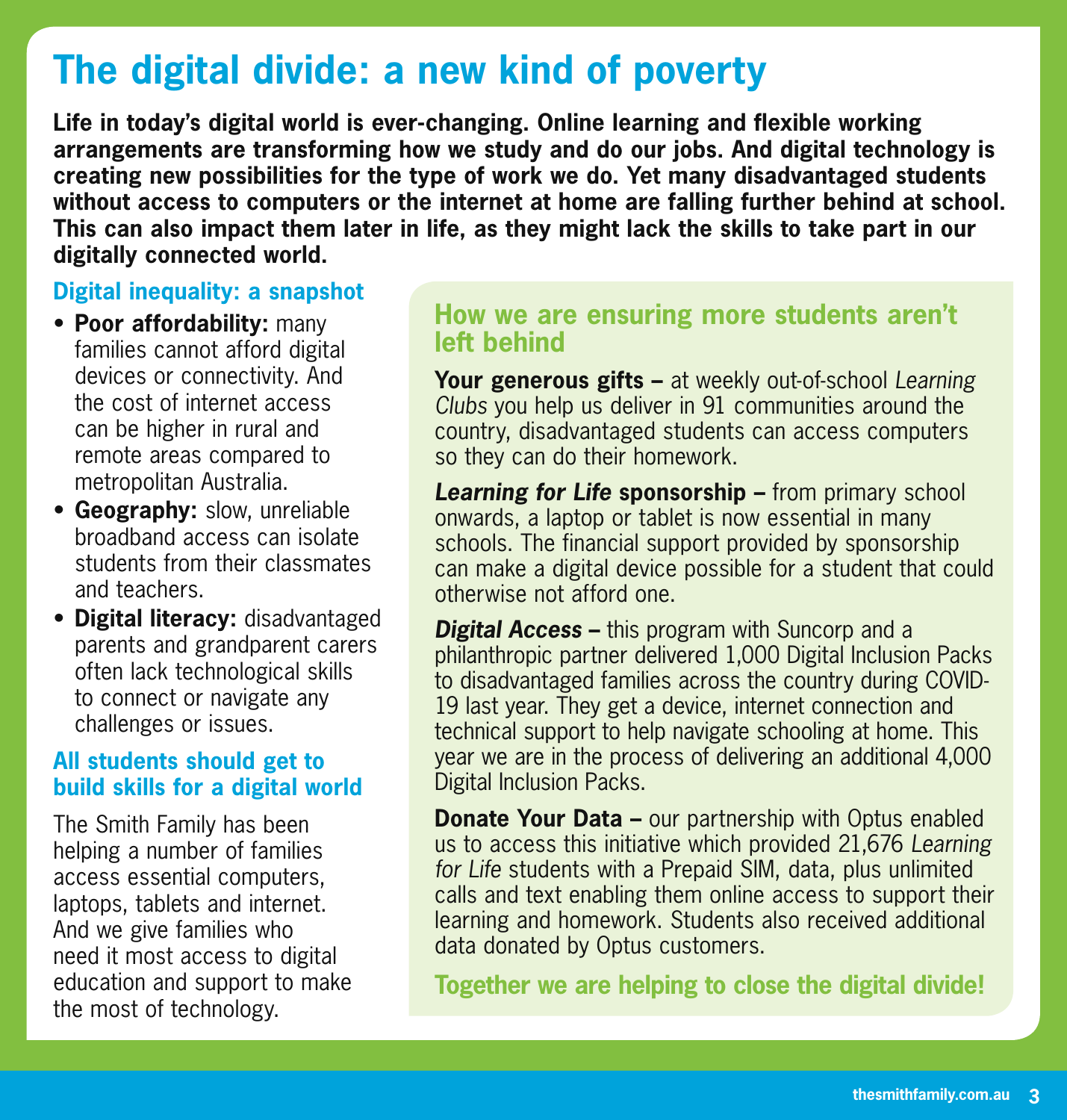# The digital divide: a new kind of poverty

**Life in today's digital world is ever-changing. Online learning and flexible working arrangements are transforming how we study and do our jobs. And digital technology is creating new possibilities for the type of work we do. Yet many disadvantaged students without access to computers or the internet at home are falling further behind at school. This can also impact them later in life, as they might lack the skills to take part in our digitally connected world.**

## Digital inequality: a snapshot

- **Poor affordability:** many families cannot afford digital devices or connectivity. And the cost of internet access can be higher in rural and remote areas compared to metropolitan Australia.
- **Geography:** slow, unreliable broadband access can isolate students from their classmates and teachers.
- **Digital literacy:** disadvantaged parents and grandparent carers often lack technological skills to connect or navigate any challenges or issues.

## All students should get to build skills for a digital world

The Smith Family has been helping a number of families access essential computers, laptops, tablets and internet. And we give families who need it most access to digital education and support to make the most of technology.

## How we are ensuring more students aren't left behind

**Your generous gifts –** at weekly out-of-school *Learning Clubs* you help us deliver in 91 communities around the country, disadvantaged students can access computers so they can do their homework.

***Learning for Life* sponsorship –** from primary school onwards, a laptop or tablet is now essential in many schools. The financial support provided by sponsorship can make a digital device possible for a student that could otherwise not afford one.

***Digital Access* –** this program with Suncorp and a philanthropic partner delivered 1,000 Digital Inclusion Packs to disadvantaged families across the country during COVID-19 last year. They get a device, internet connection and technical support to help navigate schooling at home. This year we are in the process of delivering an additional 4,000 Digital Inclusion Packs.

**Donate Your Data –** our partnership with Optus enabled us to access this initiative which provided 21,676 *Learning for Life* students with a Prepaid SIM, data, plus unlimited calls and text enabling them online access to support their learning and homework. Students also received additional data donated by Optus customers.

**Together we are helping to close the digital divide!**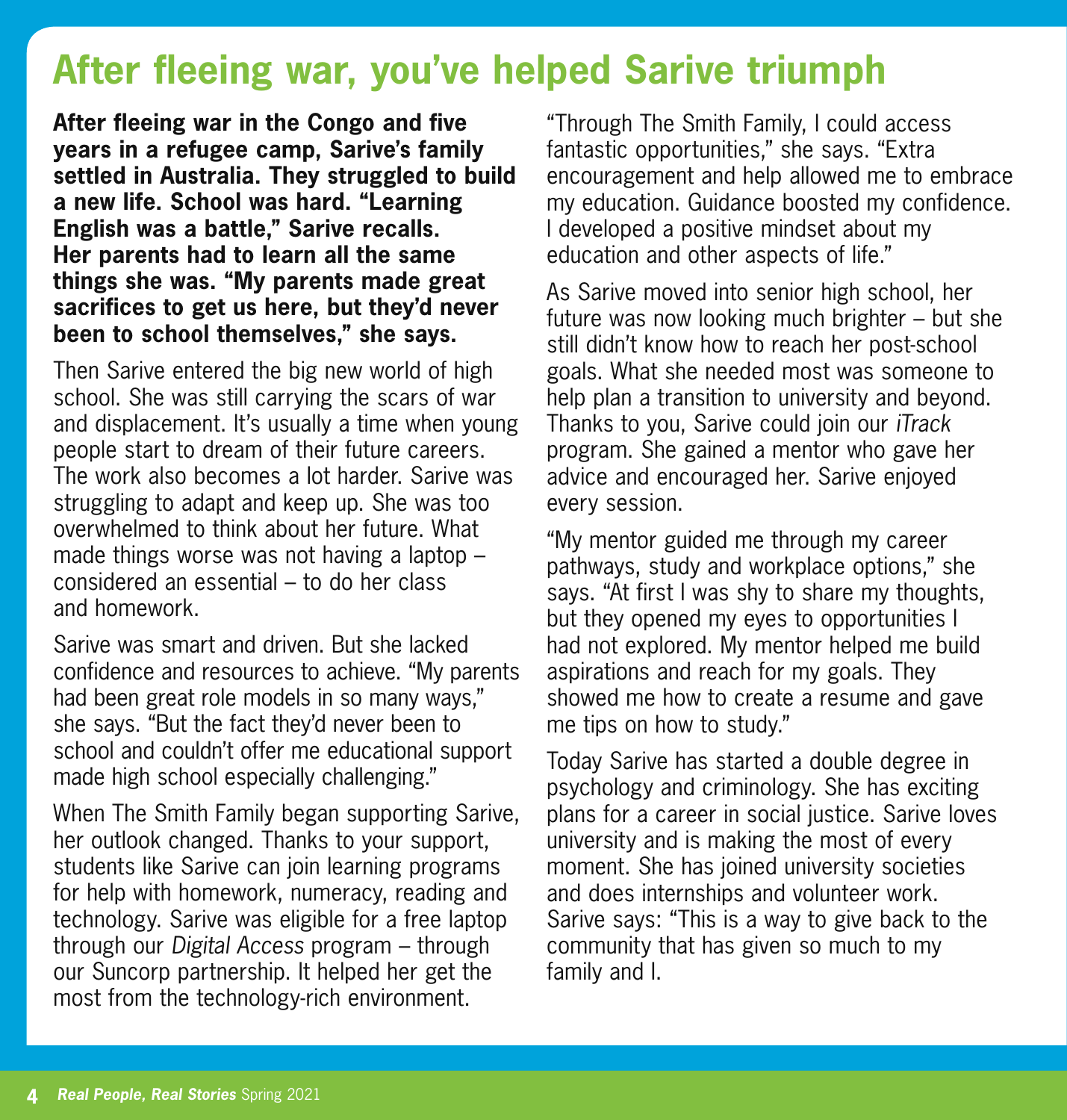# After fleeing war, you've helped Sarive triumph

**After fleeing war in the Congo and five years in a refugee camp, Sarive's family settled in Australia. They struggled to build a new life. School was hard. "Learning English was a battle," Sarive recalls. Her parents had to learn all the same things she was. "My parents made great sacrifices to get us here, but they'd never been to school themselves," she says.**

Then Sarive entered the big new world of high school. She was still carrying the scars of war and displacement. It's usually a time when young people start to dream of their future careers. The work also becomes a lot harder. Sarive was struggling to adapt and keep up. She was too overwhelmed to think about her future. What made things worse was not having a laptop – considered an essential – to do her class and homework.

Sarive was smart and driven. But she lacked confidence and resources to achieve. "My parents had been great role models in so many ways," she says. "But the fact they'd never been to school and couldn't offer me educational support made high school especially challenging."

When The Smith Family began supporting Sarive, her outlook changed. Thanks to your support, students like Sarive can join learning programs for help with homework, numeracy, reading and technology. Sarive was eligible for a free laptop through our *Digital Access* program – through our Suncorp partnership. It helped her get the most from the technology-rich environment.

"Through The Smith Family, I could access fantastic opportunities," she says. "Extra encouragement and help allowed me to embrace my education. Guidance boosted my confidence. I developed a positive mindset about my education and other aspects of life."

As Sarive moved into senior high school, her future was now looking much brighter – but she still didn't know how to reach her post-school goals. What she needed most was someone to help plan a transition to university and beyond. Thanks to you, Sarive could join our *iTrack* program. She gained a mentor who gave her advice and encouraged her. Sarive enjoyed every session.

"My mentor guided me through my career pathways, study and workplace options," she says. "At first I was shy to share my thoughts, but they opened my eyes to opportunities I had not explored. My mentor helped me build aspirations and reach for my goals. They showed me how to create a resume and gave me tips on how to study."

Today Sarive has started a double degree in psychology and criminology. She has exciting plans for a career in social justice. Sarive loves university and is making the most of every moment. She has joined university societies and does internships and volunteer work. Sarive says: "This is a way to give back to the community that has given so much to my family and I.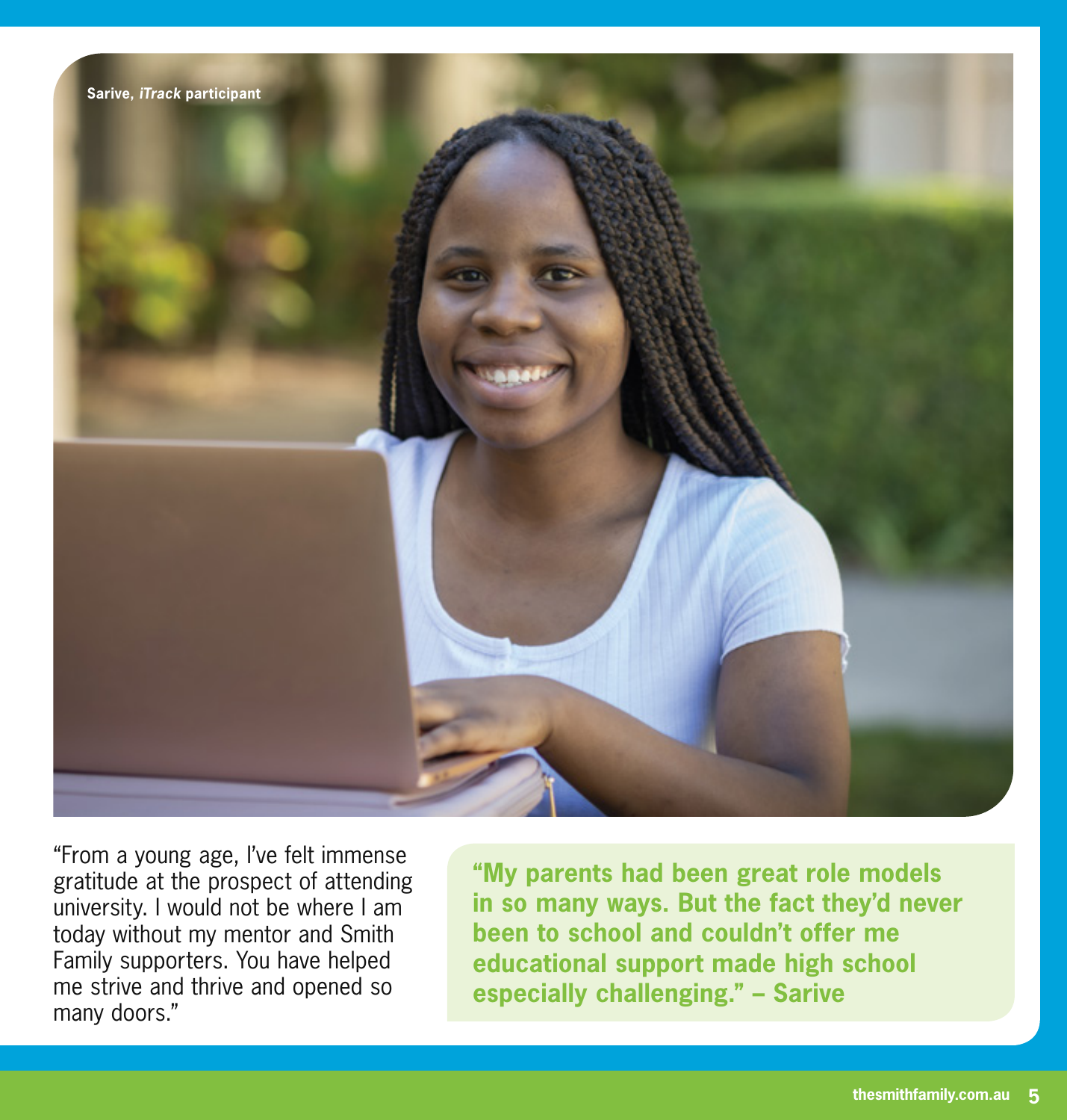Sarive, *iTrack* participant

"From a young age, I've felt immense gratitude at the prospect of attending university. I would not be where I am today without my mentor and Smith Family supporters. You have helped me strive and thrive and opened so many doors."

**"My parents had been great role models in so many ways. But the fact they'd never been to school and couldn't offer me educational support made high school especially challenging." – Sarive**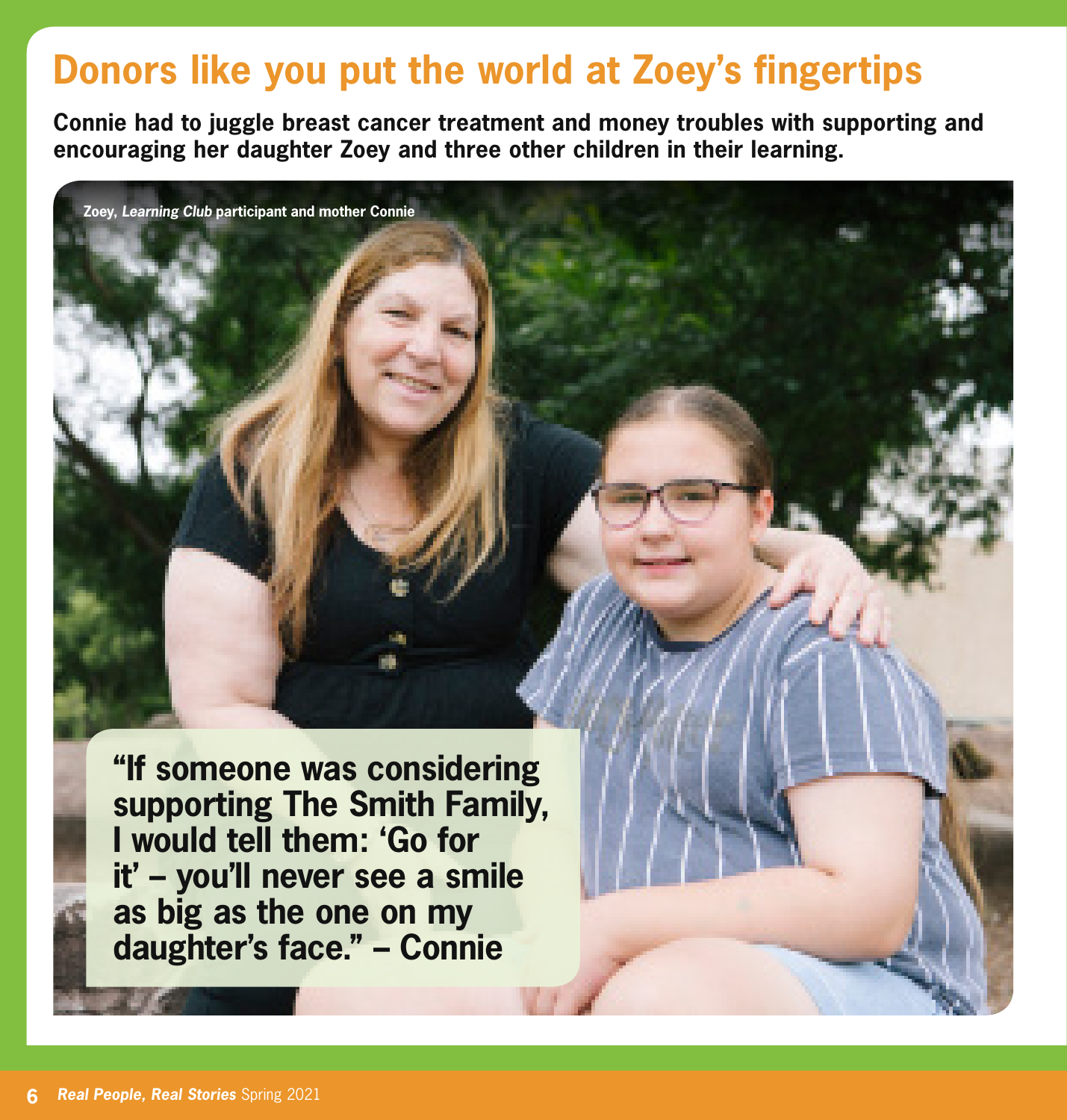# Donors like you put the world at Zoey's fingertips

**Connie had to juggle breast cancer treatment and money troubles with supporting and encouraging her daughter Zoey and three other children in their learning.**

**Zoey, *Learning Club* participant and mother Connie**

> **"If someone was considering supporting The Smith Family, I would tell them: 'Go for it' – you'll never see a smile as big as the one on my daughter's face." – Connie**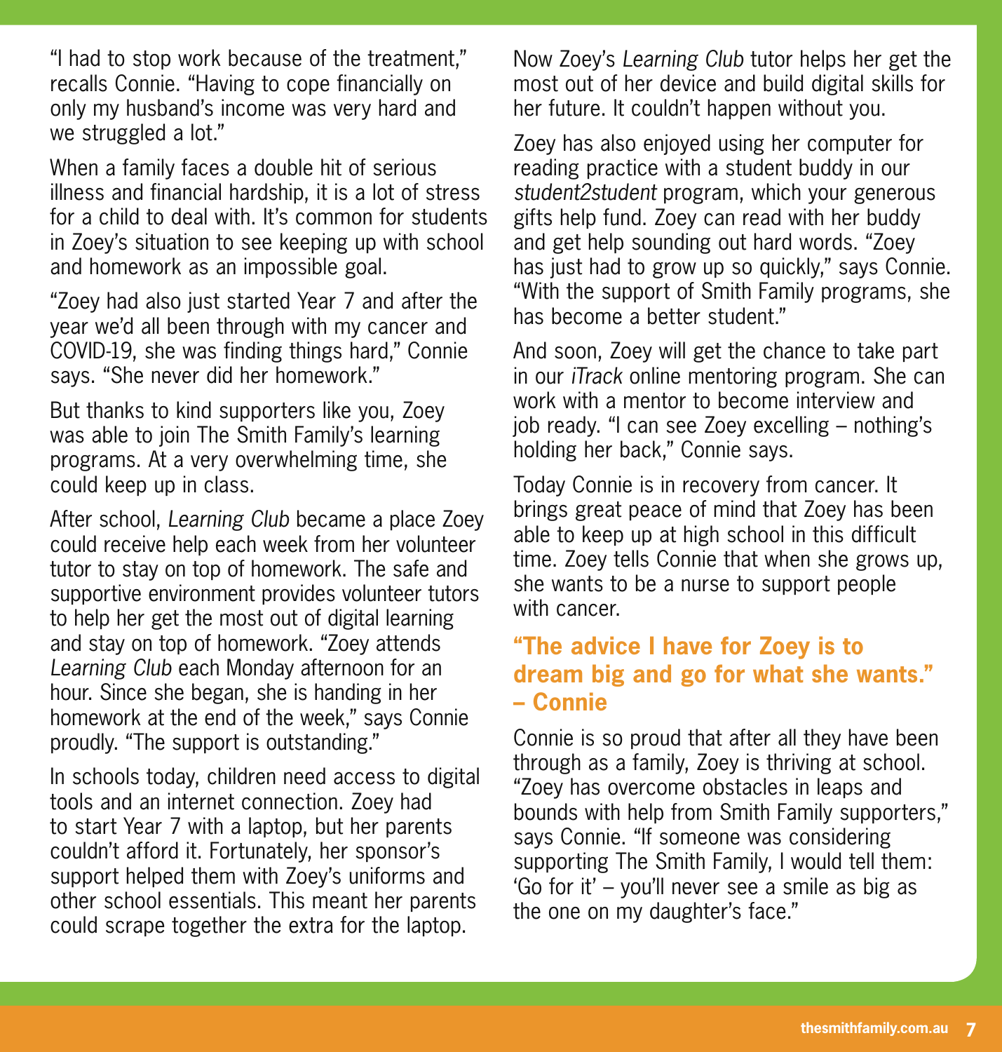"I had to stop work because of the treatment," recalls Connie. "Having to cope financially on only my husband's income was very hard and we struggled a lot."

When a family faces a double hit of serious illness and financial hardship, it is a lot of stress for a child to deal with. It's common for students in Zoey's situation to see keeping up with school and homework as an impossible goal.

"Zoey had also just started Year 7 and after the year we'd all been through with my cancer and COVID-19, she was finding things hard," Connie says. "She never did her homework."

But thanks to kind supporters like you, Zoey was able to join The Smith Family's learning programs. At a very overwhelming time, she could keep up in class.

After school, *Learning Club* became a place Zoey could receive help each week from her volunteer tutor to stay on top of homework. The safe and supportive environment provides volunteer tutors to help her get the most out of digital learning and stay on top of homework. "Zoey attends *Learning Club* each Monday afternoon for an hour. Since she began, she is handing in her homework at the end of the week," says Connie proudly. "The support is outstanding."

In schools today, children need access to digital tools and an internet connection. Zoey had to start Year 7 with a laptop, but her parents couldn't afford it. Fortunately, her sponsor's support helped them with Zoey's uniforms and other school essentials. This meant her parents could scrape together the extra for the laptop.

Now Zoey's *Learning Club* tutor helps her get the most out of her device and build digital skills for her future. It couldn't happen without you.

Zoey has also enjoyed using her computer for reading practice with a student buddy in our *student2student* program, which your generous gifts help fund. Zoey can read with her buddy and get help sounding out hard words. "Zoey has just had to grow up so quickly," says Connie. "With the support of Smith Family programs, she has become a better student."

And soon, Zoey will get the chance to take part in our *iTrack* online mentoring program. She can work with a mentor to become interview and job ready. "I can see Zoey excelling – nothing's holding her back," Connie says.

Today Connie is in recovery from cancer. It brings great peace of mind that Zoey has been able to keep up at high school in this difficult time. Zoey tells Connie that when she grows up, she wants to be a nurse to support people with cancer.

**"The advice I have for Zoey is to dream big and go for what she wants." – Connie**

Connie is so proud that after all they have been through as a family, Zoey is thriving at school. "Zoey has overcome obstacles in leaps and bounds with help from Smith Family supporters," says Connie. "If someone was considering supporting The Smith Family, I would tell them: 'Go for it' – you'll never see a smile as big as the one on my daughter's face."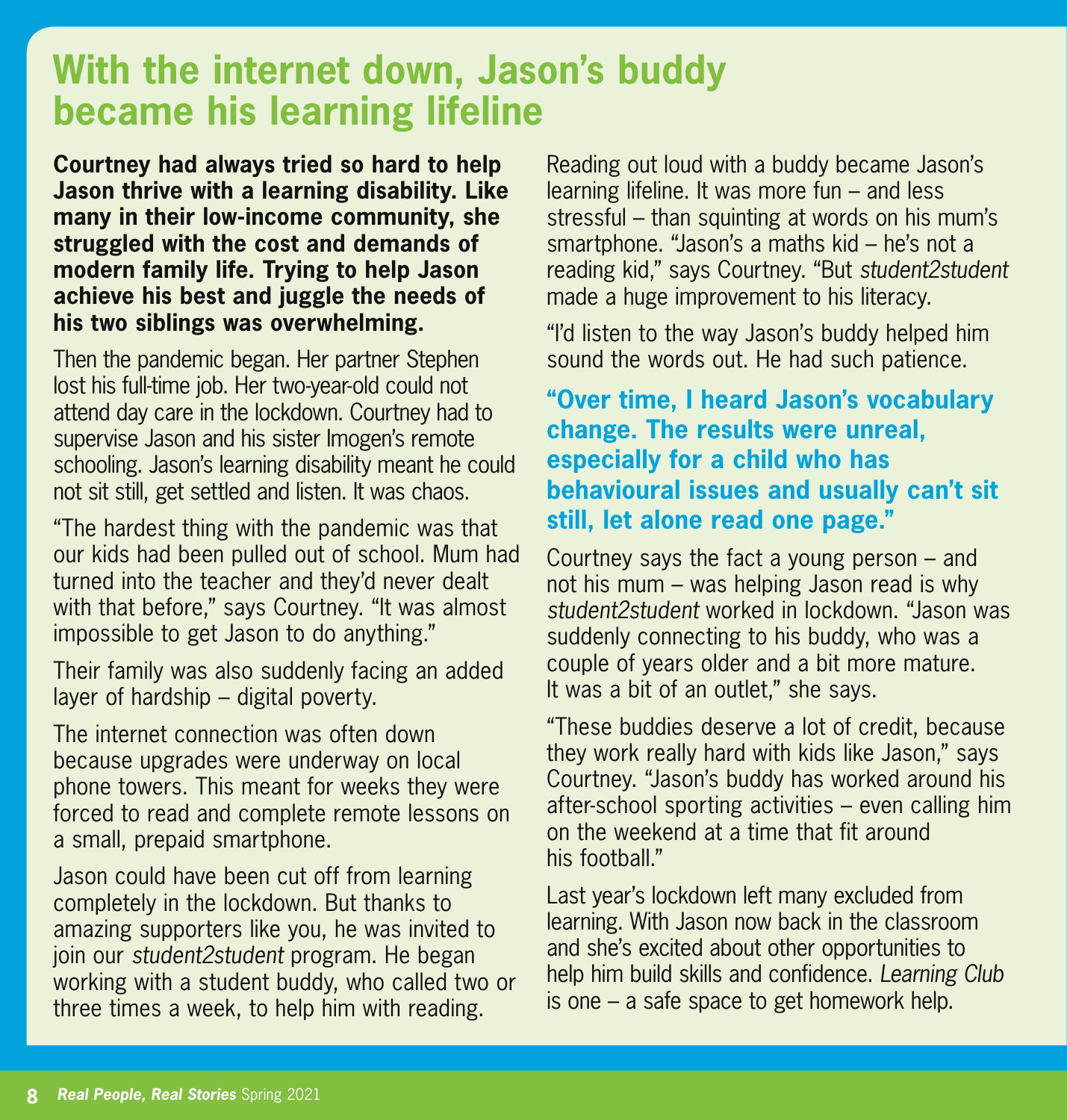# With the internet down, Jason's buddy became his learning lifeline

**Courtney had always tried so hard to help Jason thrive with a learning disability. Like many in their low-income community, she struggled with the cost and demands of modern family life. Trying to help Jason achieve his best and juggle the needs of his two siblings was overwhelming.**

Then the pandemic began. Her partner Stephen lost his full-time job. Her two-year-old could not attend day care in the lockdown. Courtney had to supervise Jason and his sister Imogen's remote schooling. Jason's learning disability meant he could not sit still, get settled and listen. It was chaos.

"The hardest thing with the pandemic was that our kids had been pulled out of school. Mum had turned into the teacher and they'd never dealt with that before," says Courtney. "It was almost impossible to get Jason to do anything."

Their family was also suddenly facing an added layer of hardship – digital poverty.

The internet connection was often down because upgrades were underway on local phone towers. This meant for weeks they were forced to read and complete remote lessons on a small, prepaid smartphone.

Jason could have been cut off from learning completely in the lockdown. But thanks to amazing supporters like you, he was invited to join our *student2student* program. He began working with a student buddy, who called two or three times a week, to help him with reading.

Reading out loud with a buddy became Jason's learning lifeline. It was more fun – and less stressful – than squinting at words on his mum's smartphone. "Jason's a maths kid – he's not a reading kid," says Courtney. "But *student2student* made a huge improvement to his literacy.

"I'd listen to the way Jason's buddy helped him sound the words out. He had such patience.

**"Over time, I heard Jason's vocabulary change. The results were unreal, especially for a child who has behavioural issues and usually can't sit still, let alone read one page."**

Courtney says the fact a young person – and not his mum – was helping Jason read is why *student2student* worked in lockdown. "Jason was suddenly connecting to his buddy, who was a couple of years older and a bit more mature. It was a bit of an outlet," she says.

"These buddies deserve a lot of credit, because they work really hard with kids like Jason," says Courtney. "Jason's buddy has worked around his after-school sporting activities – even calling him on the weekend at a time that fit around his football."

Last year's lockdown left many excluded from learning. With Jason now back in the classroom and she's excited about other opportunities to help him build skills and confidence. *Learning Club* is one – a safe space to get homework help.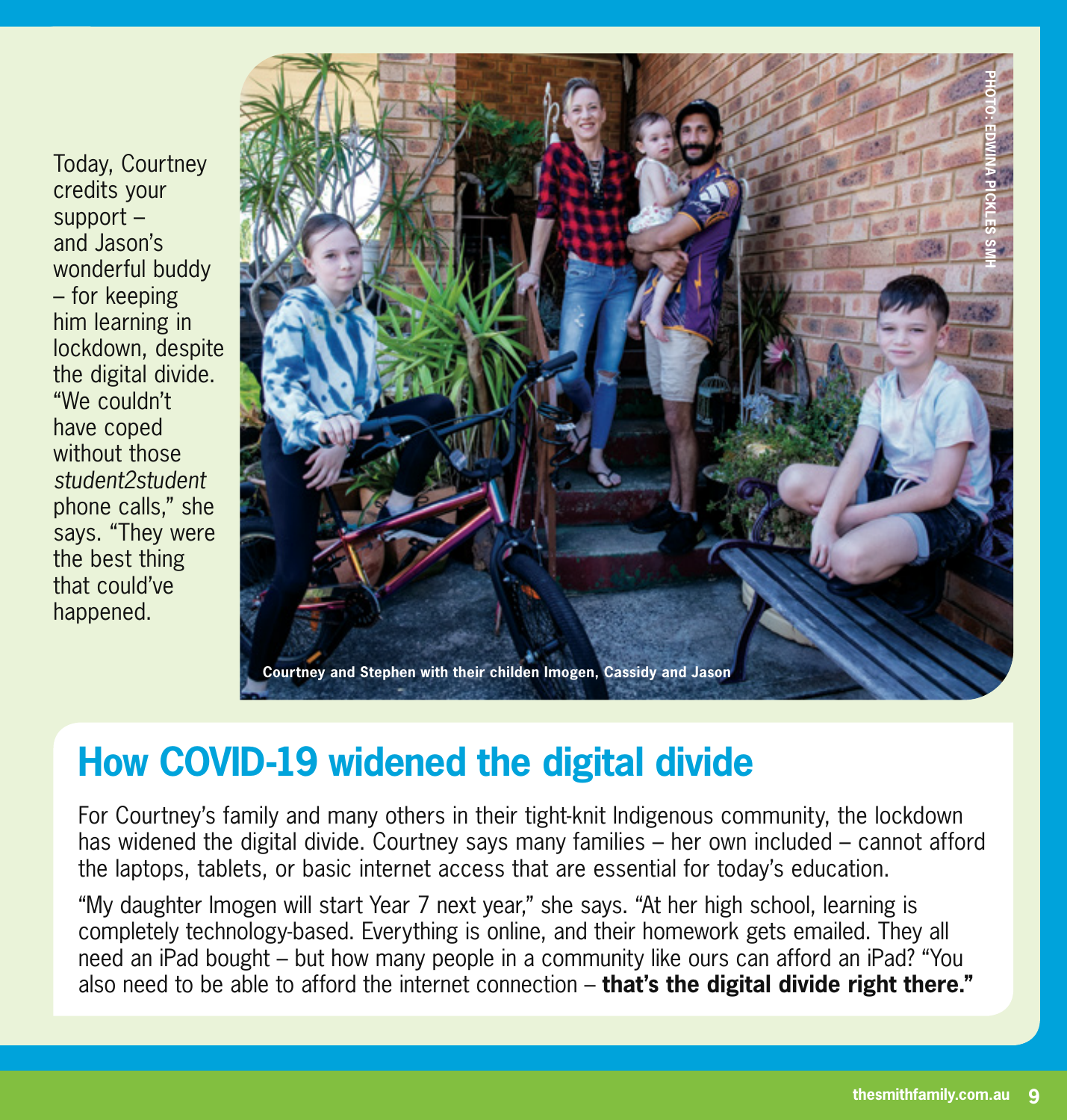Today, Courtney credits your support – and Jason's wonderful buddy – for keeping him learning in lockdown, despite the digital divide. "We couldn't have coped without those *student2student* phone calls," she says. "They were the best thing that could've happened.

PHOTO: EDWINA PICKLES SMH

Courtney and Stephen with their childen Imogen, Cassidy and Jason

## How COVID-19 widened the digital divide

For Courtney's family and many others in their tight-knit Indigenous community, the lockdown has widened the digital divide. Courtney says many families – her own included – cannot afford the laptops, tablets, or basic internet access that are essential for today's education.

"My daughter Imogen will start Year 7 next year," she says. "At her high school, learning is completely technology-based. Everything is online, and their homework gets emailed. They all need an iPad bought – but how many people in a community like ours can afford an iPad? "You also need to be able to afford the internet connection – **that's the digital divide right there."**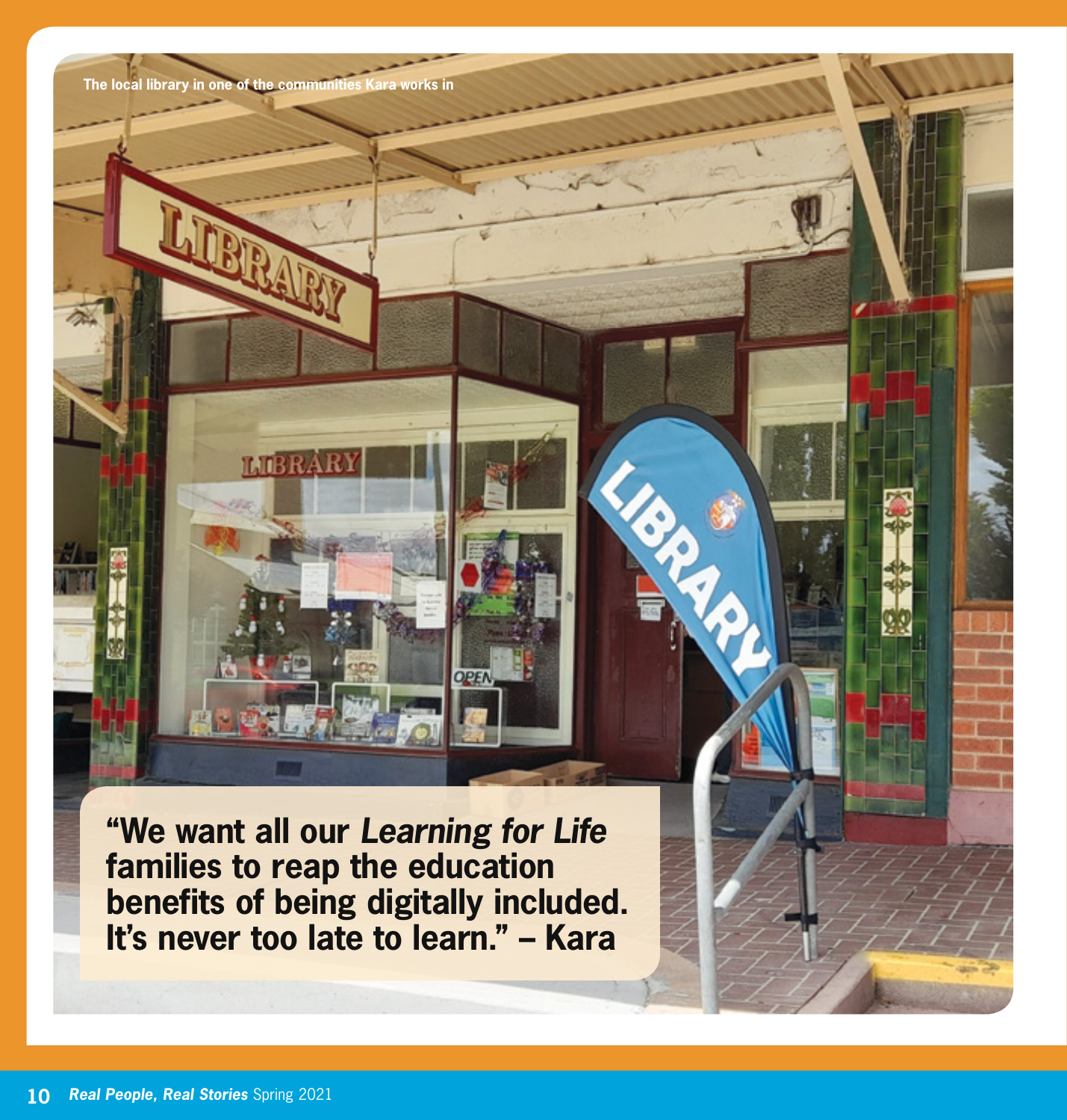The local library in one of the communities Kara works in

**"We want all our *Learning for Life* families to reap the education benefits of being digitally included. It's never too late to learn." – Kara**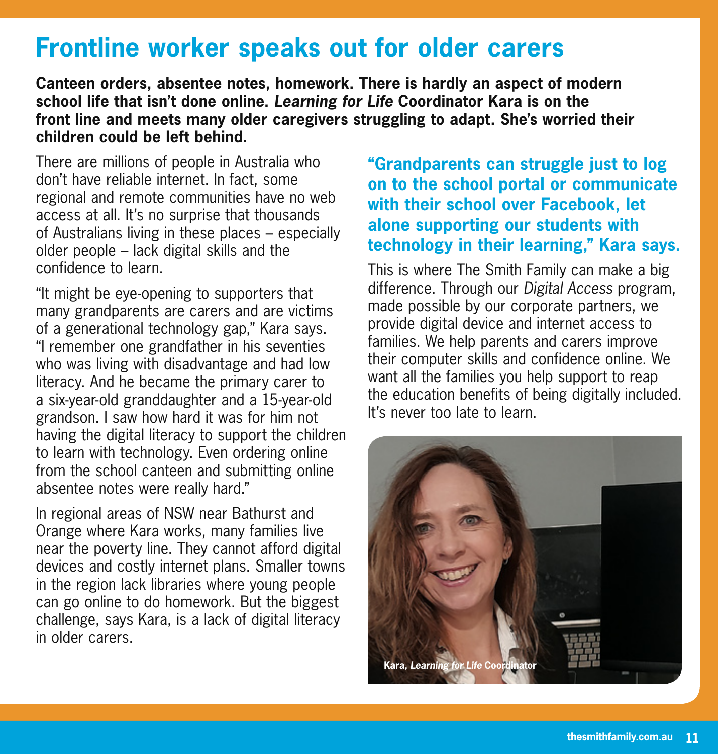# Frontline worker speaks out for older carers

**Canteen orders, absentee notes, homework. There is hardly an aspect of modern school life that isn't done online. *Learning for Life* Coordinator Kara is on the front line and meets many older caregivers struggling to adapt. She's worried their children could be left behind.**

There are millions of people in Australia who don't have reliable internet. In fact, some regional and remote communities have no web access at all. It's no surprise that thousands of Australians living in these places – especially older people – lack digital skills and the confidence to learn.

"It might be eye-opening to supporters that many grandparents are carers and are victims of a generational technology gap," Kara says. "I remember one grandfather in his seventies who was living with disadvantage and had low literacy. And he became the primary carer to a six-year-old granddaughter and a 15-year-old grandson. I saw how hard it was for him not having the digital literacy to support the children to learn with technology. Even ordering online from the school canteen and submitting online absentee notes were really hard."

In regional areas of NSW near Bathurst and Orange where Kara works, many families live near the poverty line. They cannot afford digital devices and costly internet plans. Smaller towns in the region lack libraries where young people can go online to do homework. But the biggest challenge, says Kara, is a lack of digital literacy in older carers.

**"Grandparents can struggle just to log on to the school portal or communicate with their school over Facebook, let alone supporting our students with technology in their learning," Kara says.**

This is where The Smith Family can make a big difference. Through our *Digital Access* program, made possible by our corporate partners, we provide digital device and internet access to families. We help parents and carers improve their computer skills and confidence online. We want all the families you help support to reap the education benefits of being digitally included. It's never too late to learn.

**Kara, *Learning for Life* Coordinator**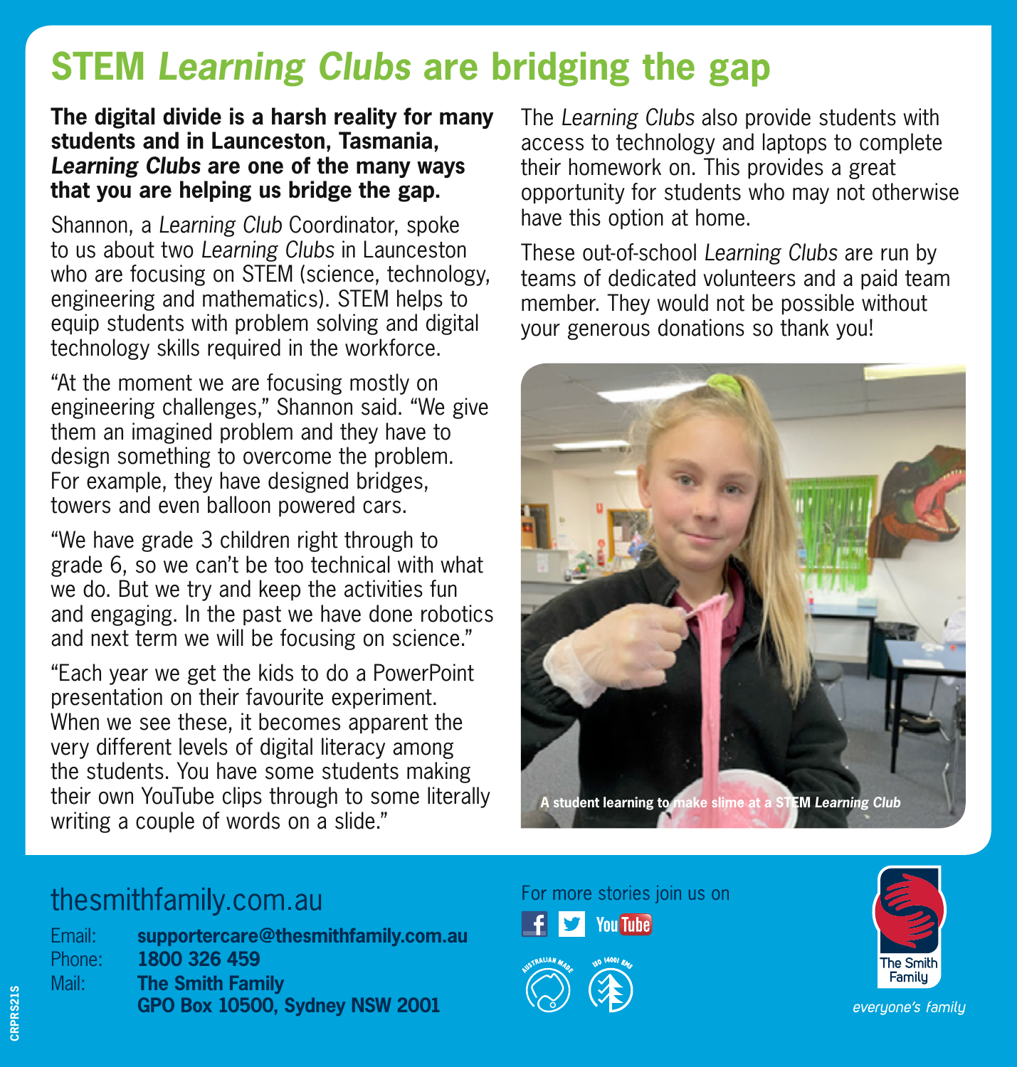# STEM *Learning Clubs* are bridging the gap

**The digital divide is a harsh reality for many students and in Launceston, Tasmania, *Learning Clubs* are one of the many ways that you are helping us bridge the gap.**

Shannon, a *Learning Club* Coordinator, spoke to us about two *Learning Clubs* in Launceston who are focusing on STEM (science, technology, engineering and mathematics). STEM helps to equip students with problem solving and digital technology skills required in the workforce.

"At the moment we are focusing mostly on engineering challenges," Shannon said. "We give them an imagined problem and they have to design something to overcome the problem. For example, they have designed bridges, towers and even balloon powered cars.

"We have grade 3 children right through to grade 6, so we can't be too technical with what we do. But we try and keep the activities fun and engaging. In the past we have done robotics and next term we will be focusing on science."

"Each year we get the kids to do a PowerPoint presentation on their favourite experiment. When we see these, it becomes apparent the very different levels of digital literacy among the students. You have some students making their own YouTube clips through to some literally writing a couple of words on a slide."

The *Learning Clubs* also provide students with access to technology and laptops to complete their homework on. This provides a great opportunity for students who may not otherwise have this option at home.

These out-of-school *Learning Clubs* are run by teams of dedicated volunteers and a paid team member. They would not be possible without your generous donations so thank you!

A student learning to make slime at a STEM *Learning Club*

thesmithfamily.com.au

Email: **supportercare@thesmithfamily.com.au**
Phone: **1800 326 459**
Mail: **The Smith Family**
**GPO Box 10500, Sydney NSW 2001**

For more stories join us on

The Smith Family

*everyone's family*

CRPRS21S